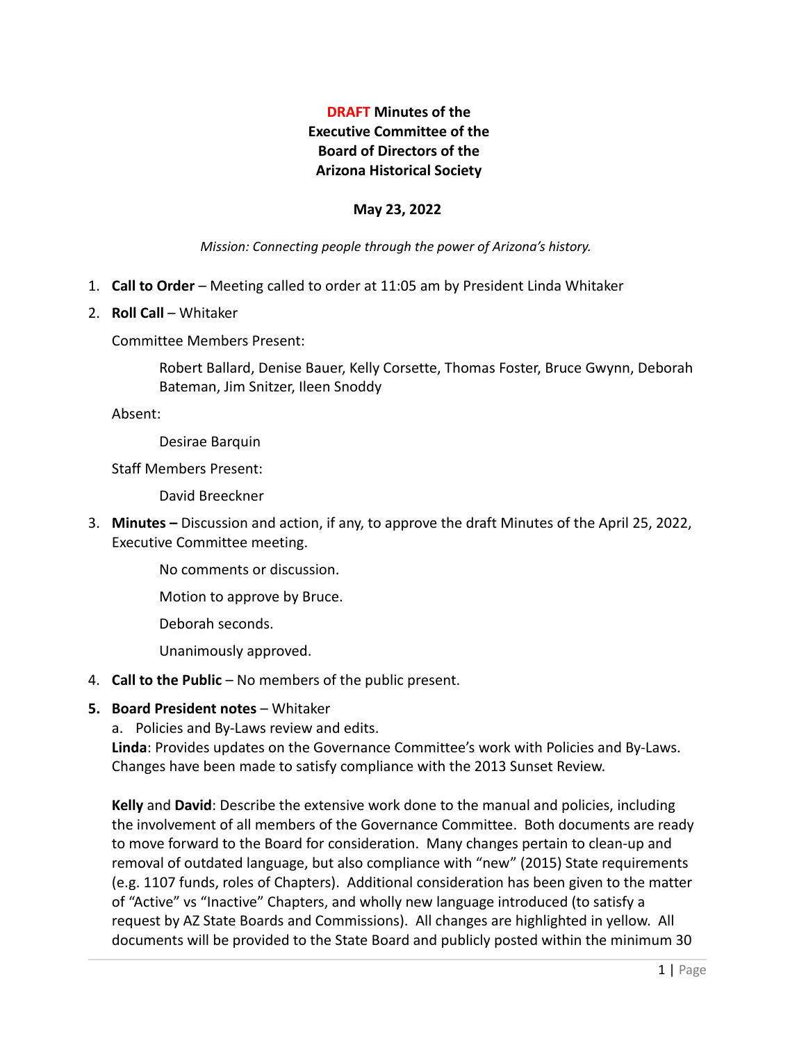**DRAFT Minutes of the**
**Executive Committee of the**
**Board of Directors of the**
**Arizona Historical Society**

**May 23, 2022**

*Mission: Connecting people through the power of Arizona's history.*

1. **Call to Order** – Meeting called to order at 11:05 am by President Linda Whitaker
2. **Roll Call** – Whitaker

   Committee Members Present:

   Robert Ballard, Denise Bauer, Kelly Corsette, Thomas Foster, Bruce Gwynn, Deborah Bateman, Jim Snitzer, Ileen Snoddy

   Absent:

   Desirae Barquin

   Staff Members Present:

   David Breeckner

3. **Minutes –** Discussion and action, if any, to approve the draft Minutes of the April 25, 2022, Executive Committee meeting.

   No comments or discussion.

   Motion to approve by Bruce.

   Deborah seconds.

   Unanimously approved.

4. **Call to the Public** – No members of the public present.
5. **Board President notes** – Whitaker

   a. Policies and By-Laws review and edits.

   **Linda**: Provides updates on the Governance Committee's work with Policies and By-Laws. Changes have been made to satisfy compliance with the 2013 Sunset Review.

   **Kelly** and **David**: Describe the extensive work done to the manual and policies, including the involvement of all members of the Governance Committee. Both documents are ready to move forward to the Board for consideration. Many changes pertain to clean-up and removal of outdated language, but also compliance with "new" (2015) State requirements (e.g. 1107 funds, roles of Chapters). Additional consideration has been given to the matter of "Active" vs "Inactive" Chapters, and wholly new language introduced (to satisfy a request by AZ State Boards and Commissions). All changes are highlighted in yellow. All documents will be provided to the State Board and publicly posted within the minimum 30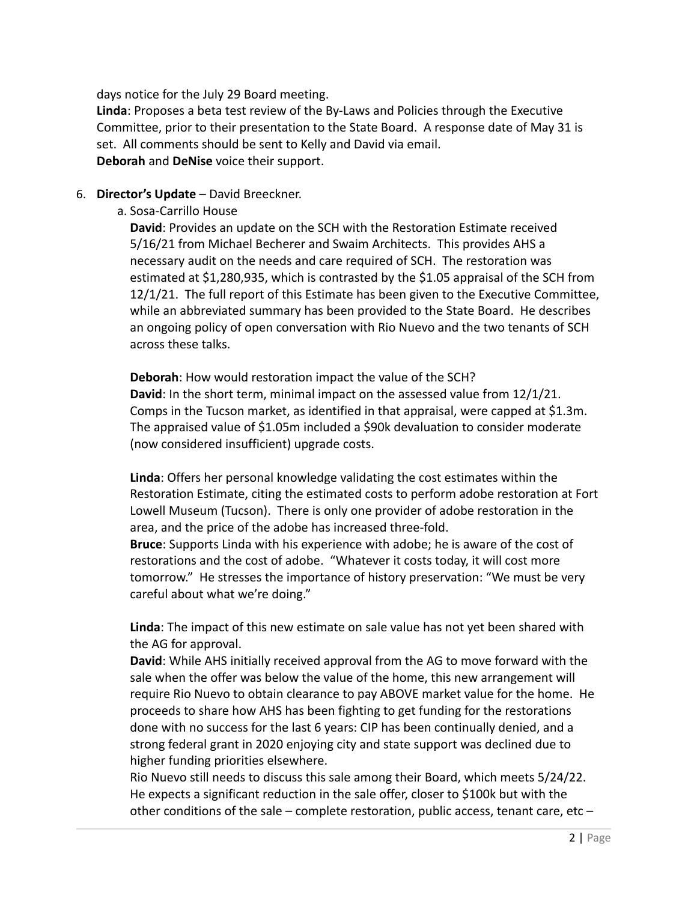days notice for the July 29 Board meeting.

**Linda**: Proposes a beta test review of the By-Laws and Policies through the Executive Committee, prior to their presentation to the State Board. A response date of May 31 is set. All comments should be sent to Kelly and David via email.

**Deborah** and **DeNise** voice their support.

6. **Director's Update** – David Breeckner.

   a. Sosa-Carrillo House

   **David**: Provides an update on the SCH with the Restoration Estimate received 5/16/21 from Michael Becherer and Swaim Architects. This provides AHS a necessary audit on the needs and care required of SCH. The restoration was estimated at $1,280,935, which is contrasted by the $1.05 appraisal of the SCH from 12/1/21. The full report of this Estimate has been given to the Executive Committee, while an abbreviated summary has been provided to the State Board. He describes an ongoing policy of open conversation with Rio Nuevo and the two tenants of SCH across these talks.

   **Deborah**: How would restoration impact the value of the SCH?

   **David**: In the short term, minimal impact on the assessed value from 12/1/21. Comps in the Tucson market, as identified in that appraisal, were capped at $1.3m. The appraised value of $1.05m included a $90k devaluation to consider moderate (now considered insufficient) upgrade costs.

   **Linda**: Offers her personal knowledge validating the cost estimates within the Restoration Estimate, citing the estimated costs to perform adobe restoration at Fort Lowell Museum (Tucson). There is only one provider of adobe restoration in the area, and the price of the adobe has increased three-fold.

   **Bruce**: Supports Linda with his experience with adobe; he is aware of the cost of restorations and the cost of adobe. "Whatever it costs today, it will cost more tomorrow." He stresses the importance of history preservation: "We must be very careful about what we're doing."

   **Linda**: The impact of this new estimate on sale value has not yet been shared with the AG for approval.

   **David**: While AHS initially received approval from the AG to move forward with the sale when the offer was below the value of the home, this new arrangement will require Rio Nuevo to obtain clearance to pay ABOVE market value for the home. He proceeds to share how AHS has been fighting to get funding for the restorations done with no success for the last 6 years: CIP has been continually denied, and a strong federal grant in 2020 enjoying city and state support was declined due to higher funding priorities elsewhere.

   Rio Nuevo still needs to discuss this sale among their Board, which meets 5/24/22. He expects a significant reduction in the sale offer, closer to $100k but with the other conditions of the sale – complete restoration, public access, tenant care, etc –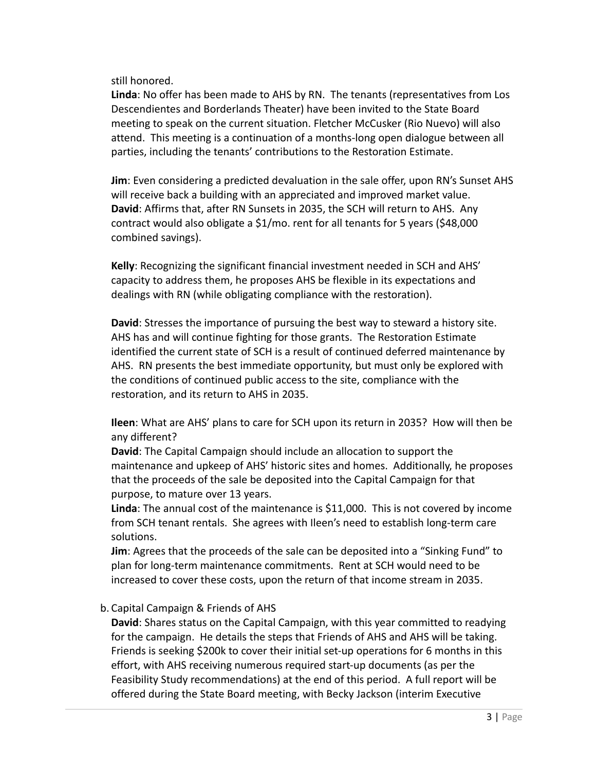still honored.

**Linda**: No offer has been made to AHS by RN. The tenants (representatives from Los Descendientes and Borderlands Theater) have been invited to the State Board meeting to speak on the current situation. Fletcher McCusker (Rio Nuevo) will also attend. This meeting is a continuation of a months-long open dialogue between all parties, including the tenants' contributions to the Restoration Estimate.

**Jim**: Even considering a predicted devaluation in the sale offer, upon RN's Sunset AHS will receive back a building with an appreciated and improved market value.
**David**: Affirms that, after RN Sunsets in 2035, the SCH will return to AHS. Any contract would also obligate a $1/mo. rent for all tenants for 5 years ($48,000 combined savings).

**Kelly**: Recognizing the significant financial investment needed in SCH and AHS' capacity to address them, he proposes AHS be flexible in its expectations and dealings with RN (while obligating compliance with the restoration).

**David**: Stresses the importance of pursuing the best way to steward a history site. AHS has and will continue fighting for those grants. The Restoration Estimate identified the current state of SCH is a result of continued deferred maintenance by AHS. RN presents the best immediate opportunity, but must only be explored with the conditions of continued public access to the site, compliance with the restoration, and its return to AHS in 2035.

**Ileen**: What are AHS' plans to care for SCH upon its return in 2035? How will then be any different?
**David**: The Capital Campaign should include an allocation to support the maintenance and upkeep of AHS' historic sites and homes. Additionally, he proposes that the proceeds of the sale be deposited into the Capital Campaign for that purpose, to mature over 13 years.
**Linda**: The annual cost of the maintenance is $11,000. This is not covered by income from SCH tenant rentals. She agrees with Ileen's need to establish long-term care solutions.
**Jim**: Agrees that the proceeds of the sale can be deposited into a "Sinking Fund" to plan for long-term maintenance commitments. Rent at SCH would need to be increased to cover these costs, upon the return of that income stream in 2035.

b. Capital Campaign & Friends of AHS
**David**: Shares status on the Capital Campaign, with this year committed to readying for the campaign. He details the steps that Friends of AHS and AHS will be taking. Friends is seeking $200k to cover their initial set-up operations for 6 months in this effort, with AHS receiving numerous required start-up documents (as per the Feasibility Study recommendations) at the end of this period. A full report will be offered during the State Board meeting, with Becky Jackson (interim Executive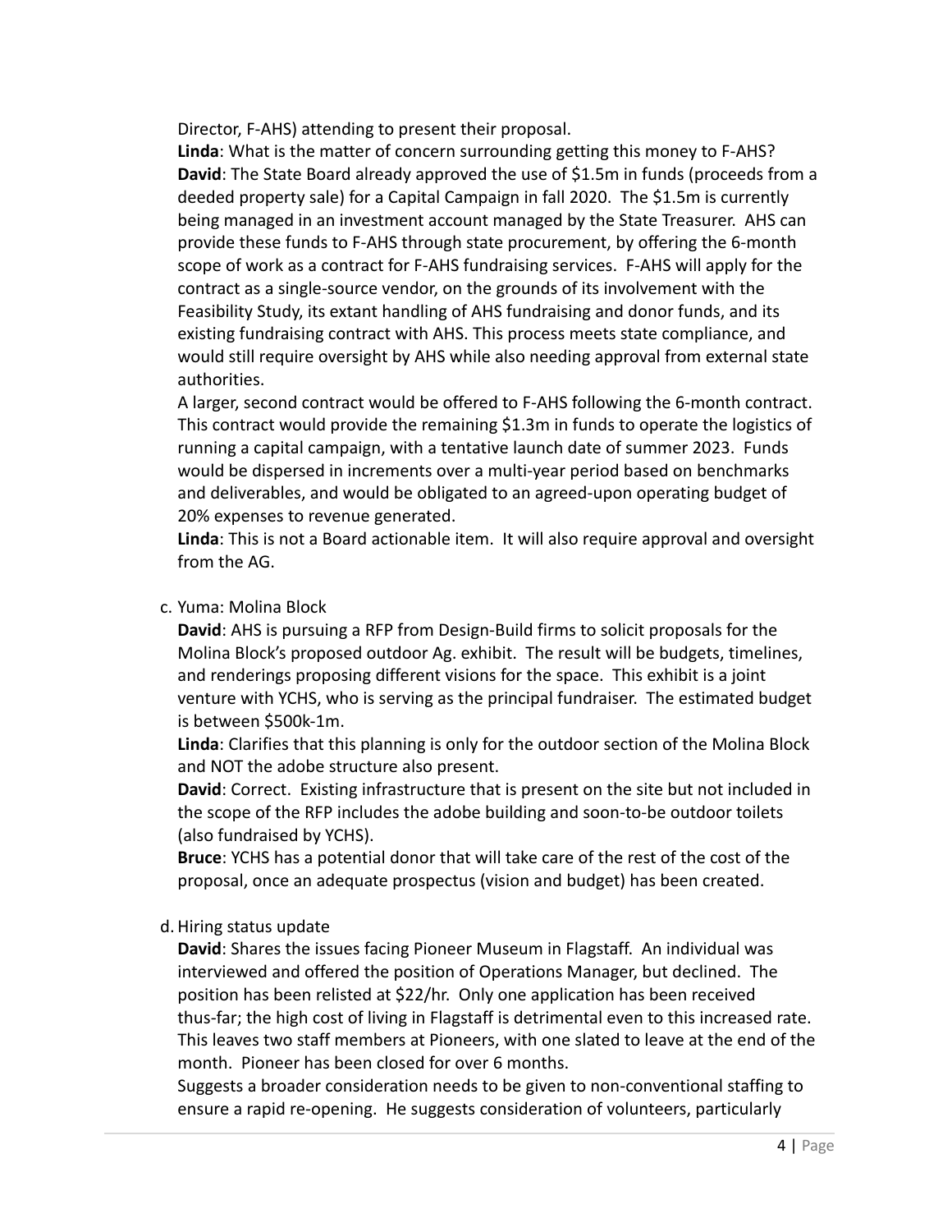Director, F-AHS) attending to present their proposal.

**Linda**: What is the matter of concern surrounding getting this money to F-AHS?

**David**: The State Board already approved the use of $1.5m in funds (proceeds from a deeded property sale) for a Capital Campaign in fall 2020. The $1.5m is currently being managed in an investment account managed by the State Treasurer. AHS can provide these funds to F-AHS through state procurement, by offering the 6-month scope of work as a contract for F-AHS fundraising services. F-AHS will apply for the contract as a single-source vendor, on the grounds of its involvement with the Feasibility Study, its extant handling of AHS fundraising and donor funds, and its existing fundraising contract with AHS. This process meets state compliance, and would still require oversight by AHS while also needing approval from external state authorities.

A larger, second contract would be offered to F-AHS following the 6-month contract. This contract would provide the remaining $1.3m in funds to operate the logistics of running a capital campaign, with a tentative launch date of summer 2023. Funds would be dispersed in increments over a multi-year period based on benchmarks and deliverables, and would be obligated to an agreed-upon operating budget of 20% expenses to revenue generated.

**Linda**: This is not a Board actionable item. It will also require approval and oversight from the AG.

c. Yuma: Molina Block

**David**: AHS is pursuing a RFP from Design-Build firms to solicit proposals for the Molina Block's proposed outdoor Ag. exhibit. The result will be budgets, timelines, and renderings proposing different visions for the space. This exhibit is a joint venture with YCHS, who is serving as the principal fundraiser. The estimated budget is between $500k-1m.

**Linda**: Clarifies that this planning is only for the outdoor section of the Molina Block and NOT the adobe structure also present.

**David**: Correct. Existing infrastructure that is present on the site but not included in the scope of the RFP includes the adobe building and soon-to-be outdoor toilets (also fundraised by YCHS).

**Bruce**: YCHS has a potential donor that will take care of the rest of the cost of the proposal, once an adequate prospectus (vision and budget) has been created.

d. Hiring status update

**David**: Shares the issues facing Pioneer Museum in Flagstaff. An individual was interviewed and offered the position of Operations Manager, but declined. The position has been relisted at $22/hr. Only one application has been received thus-far; the high cost of living in Flagstaff is detrimental even to this increased rate. This leaves two staff members at Pioneers, with one slated to leave at the end of the month. Pioneer has been closed for over 6 months.

Suggests a broader consideration needs to be given to non-conventional staffing to ensure a rapid re-opening. He suggests consideration of volunteers, particularly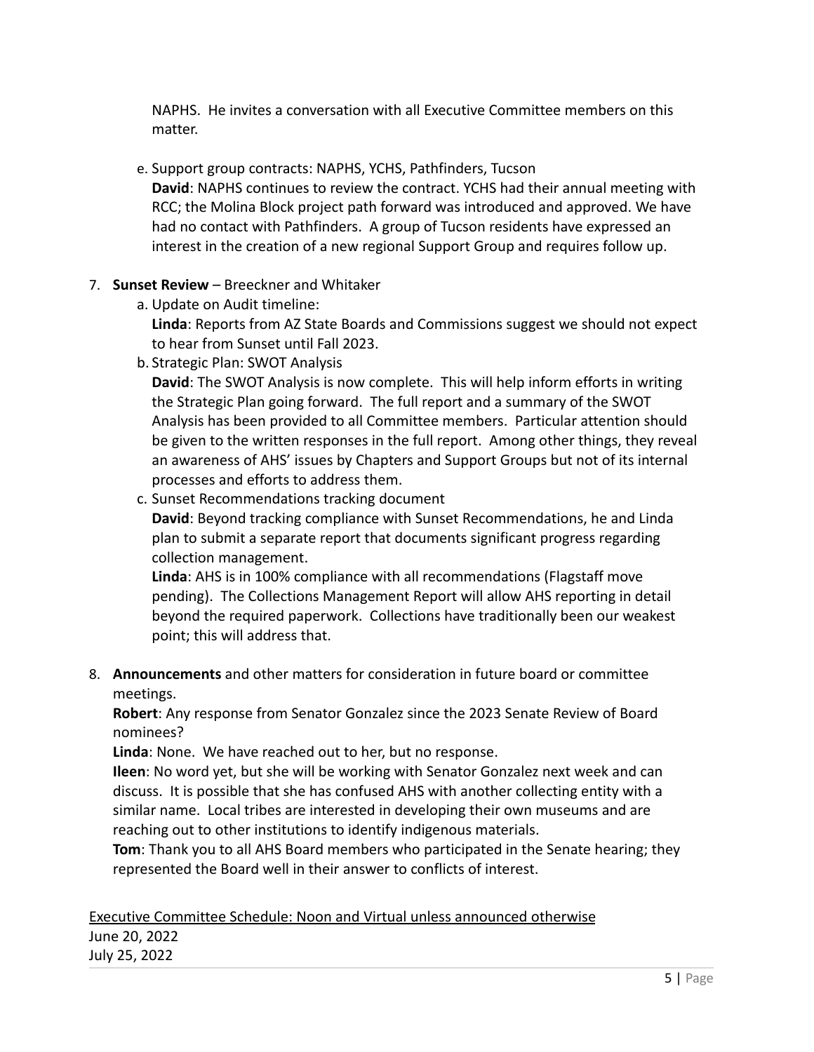NAPHS. He invites a conversation with all Executive Committee members on this matter.

e. Support group contracts: NAPHS, YCHS, Pathfinders, Tucson
   **David**: NAPHS continues to review the contract. YCHS had their annual meeting with RCC; the Molina Block project path forward was introduced and approved. We have had no contact with Pathfinders. A group of Tucson residents have expressed an interest in the creation of a new regional Support Group and requires follow up.

7. **Sunset Review** – Breeckner and Whitaker
   a. Update on Audit timeline:
      **Linda**: Reports from AZ State Boards and Commissions suggest we should not expect to hear from Sunset until Fall 2023.
   b. Strategic Plan: SWOT Analysis
      **David**: The SWOT Analysis is now complete. This will help inform efforts in writing the Strategic Plan going forward. The full report and a summary of the SWOT Analysis has been provided to all Committee members. Particular attention should be given to the written responses in the full report. Among other things, they reveal an awareness of AHS' issues by Chapters and Support Groups but not of its internal processes and efforts to address them.
   c. Sunset Recommendations tracking document
      **David**: Beyond tracking compliance with Sunset Recommendations, he and Linda plan to submit a separate report that documents significant progress regarding collection management.
      **Linda**: AHS is in 100% compliance with all recommendations (Flagstaff move pending). The Collections Management Report will allow AHS reporting in detail beyond the required paperwork. Collections have traditionally been our weakest point; this will address that.

8. **Announcements** and other matters for consideration in future board or committee meetings.
   **Robert**: Any response from Senator Gonzalez since the 2023 Senate Review of Board nominees?
   **Linda**: None. We have reached out to her, but no response.
   **Ileen**: No word yet, but she will be working with Senator Gonzalez next week and can discuss. It is possible that she has confused AHS with another collecting entity with a similar name. Local tribes are interested in developing their own museums and are reaching out to other institutions to identify indigenous materials.
   **Tom**: Thank you to all AHS Board members who participated in the Senate hearing; they represented the Board well in their answer to conflicts of interest.

<u>Executive Committee Schedule: Noon and Virtual unless announced otherwise</u>
June 20, 2022
July 25, 2022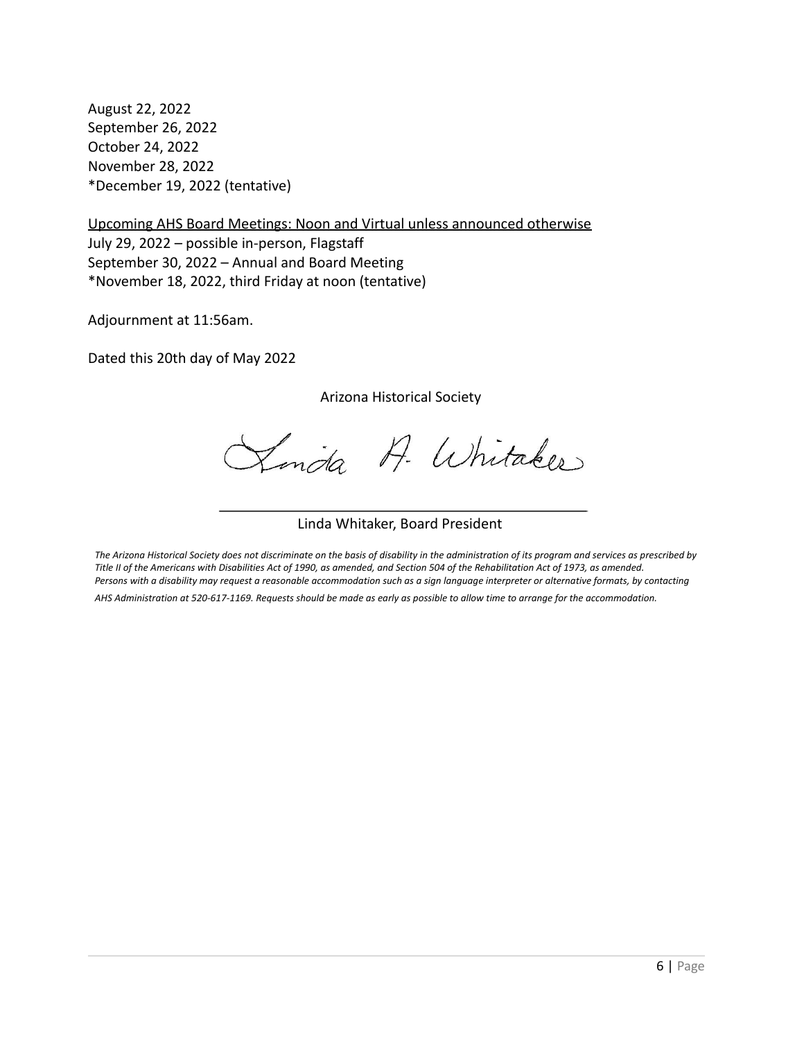August 22, 2022
September 26, 2022
October 24, 2022
November 28, 2022
*December 19, 2022 (tentative)

Upcoming AHS Board Meetings: Noon and Virtual unless announced otherwise
July 29, 2022 – possible in-person, Flagstaff
September 30, 2022 – Annual and Board Meeting
*November 18, 2022, third Friday at noon (tentative)

Adjournment at 11:56am.

Dated this 20th day of May 2022

Arizona Historical Society

Linda A. Whitaker

Linda Whitaker, Board President

*The Arizona Historical Society does not discriminate on the basis of disability in the administration of its program and services as prescribed by Title II of the Americans with Disabilities Act of 1990, as amended, and Section 504 of the Rehabilitation Act of 1973, as amended. Persons with a disability may request a reasonable accommodation such as a sign language interpreter or alternative formats, by contacting AHS Administration at 520-617-1169. Requests should be made as early as possible to allow time to arrange for the accommodation.*